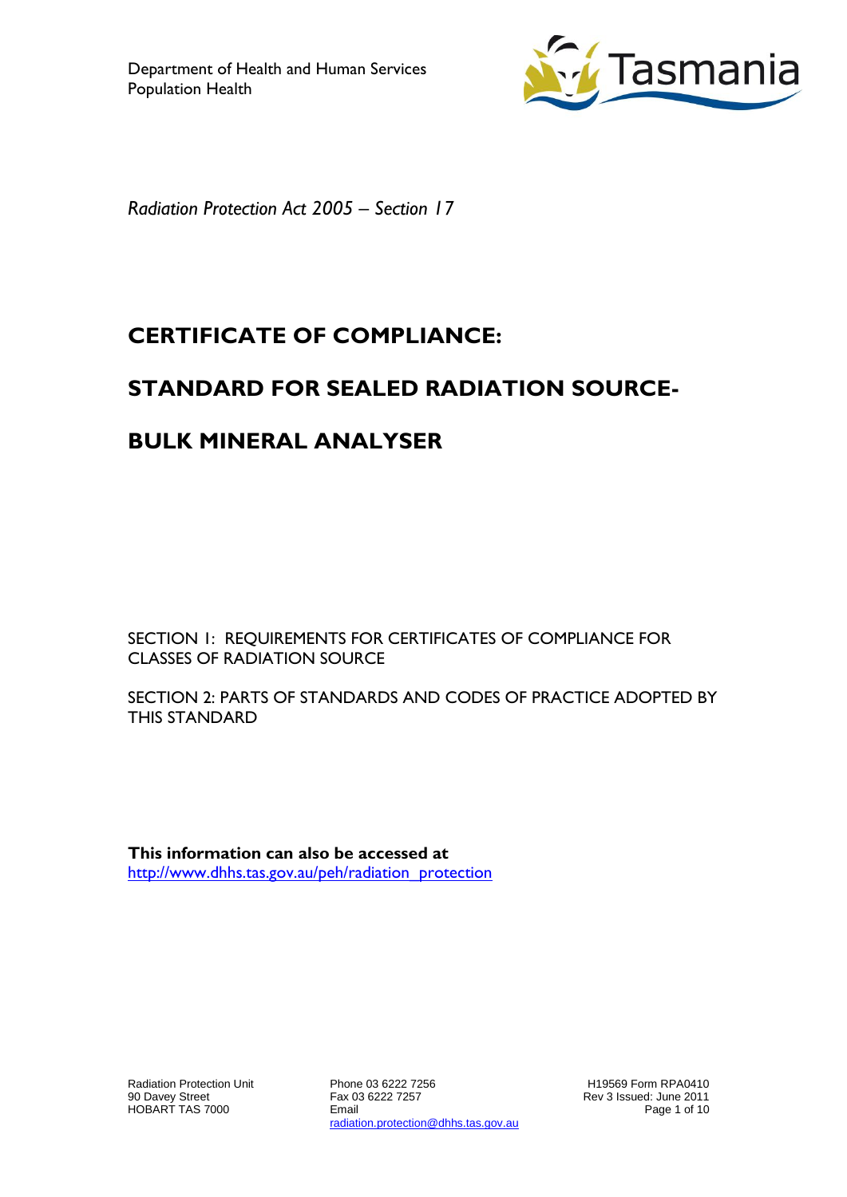Department of Health and Human Services
Population Health

*Radiation Protection Act 2005 – Section 17*

# CERTIFICATE OF COMPLIANCE:

# STANDARD FOR SEALED RADIATION SOURCE-

# BULK MINERAL ANALYSER

SECTION 1: REQUIREMENTS FOR CERTIFICATES OF COMPLIANCE FOR CLASSES OF RADIATION SOURCE

SECTION 2: PARTS OF STANDARDS AND CODES OF PRACTICE ADOPTED BY THIS STANDARD

**This information can also be accessed at**
[http://www.dhhs.tas.gov.au/peh/radiation_protection](http://www.dhhs.tas.gov.au/peh/radiation_protection)

Radiation Protection Unit
90 Davey Street
HOBART TAS 7000

Phone 03 6222 7256
Fax 03 6222 7257
Email
radiation.protection@dhhs.tas.gov.au

H19569 Form RPA0410
Rev 3 Issued: June 2011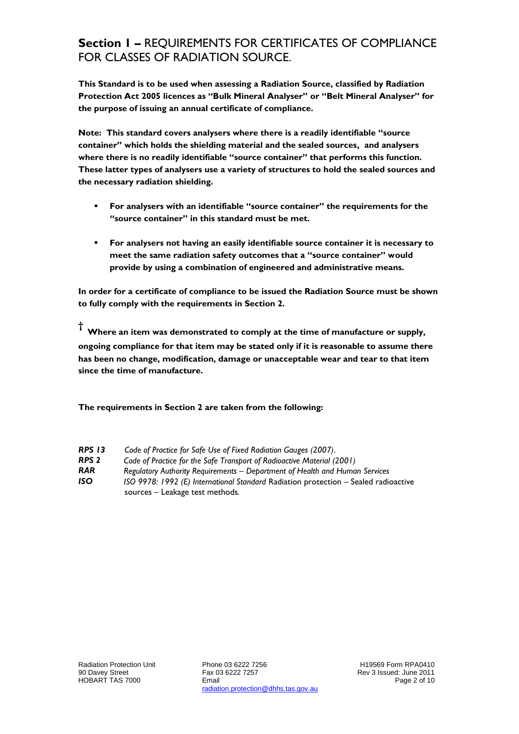## **Section 1 –** REQUIREMENTS FOR CERTIFICATES OF COMPLIANCE FOR CLASSES OF RADIATION SOURCE.

**This Standard is to be used when assessing a Radiation Source, classified by Radiation Protection Act 2005 licences as "Bulk Mineral Analyser" or "Belt Mineral Analyser" for the purpose of issuing an annual certificate of compliance.**

**Note: This standard covers analysers where there is a readily identifiable "source container" which holds the shielding material and the sealed sources, and analysers where there is no readily identifiable "source container" that performs this function. These latter types of analysers use a variety of structures to hold the sealed sources and the necessary radiation shielding.**

- **For analysers with an identifiable "source container" the requirements for the "source container" in this standard must be met.**
- **For analysers not having an easily identifiable source container it is necessary to meet the same radiation safety outcomes that a "source container" would provide by using a combination of engineered and administrative means.**

**In order for a certificate of compliance to be issued the Radiation Source must be shown to fully comply with the requirements in Section 2.**

† **Where an item was demonstrated to comply at the time of manufacture or supply, ongoing compliance for that item may be stated only if it is reasonable to assume there has been no change, modification, damage or unacceptable wear and tear to that item since the time of manufacture.**

**The requirements in Section 2 are taken from the following:**

| | |
|---|---|
| ***RPS 13*** | *Code of Practice for Safe Use of Fixed Radiation Gauges (2007).* |
| ***RPS 2*** | *Code of Practice for the Safe Transport of Radioactive Material (2001)* |
| ***RAR*** | *Regulatory Authority Requirements – Department of Health and Human Services* |
| ***ISO*** | *ISO 9978: 1992 (E) International Standard* Radiation protection – Sealed radioactive sources – Leakage test methods. |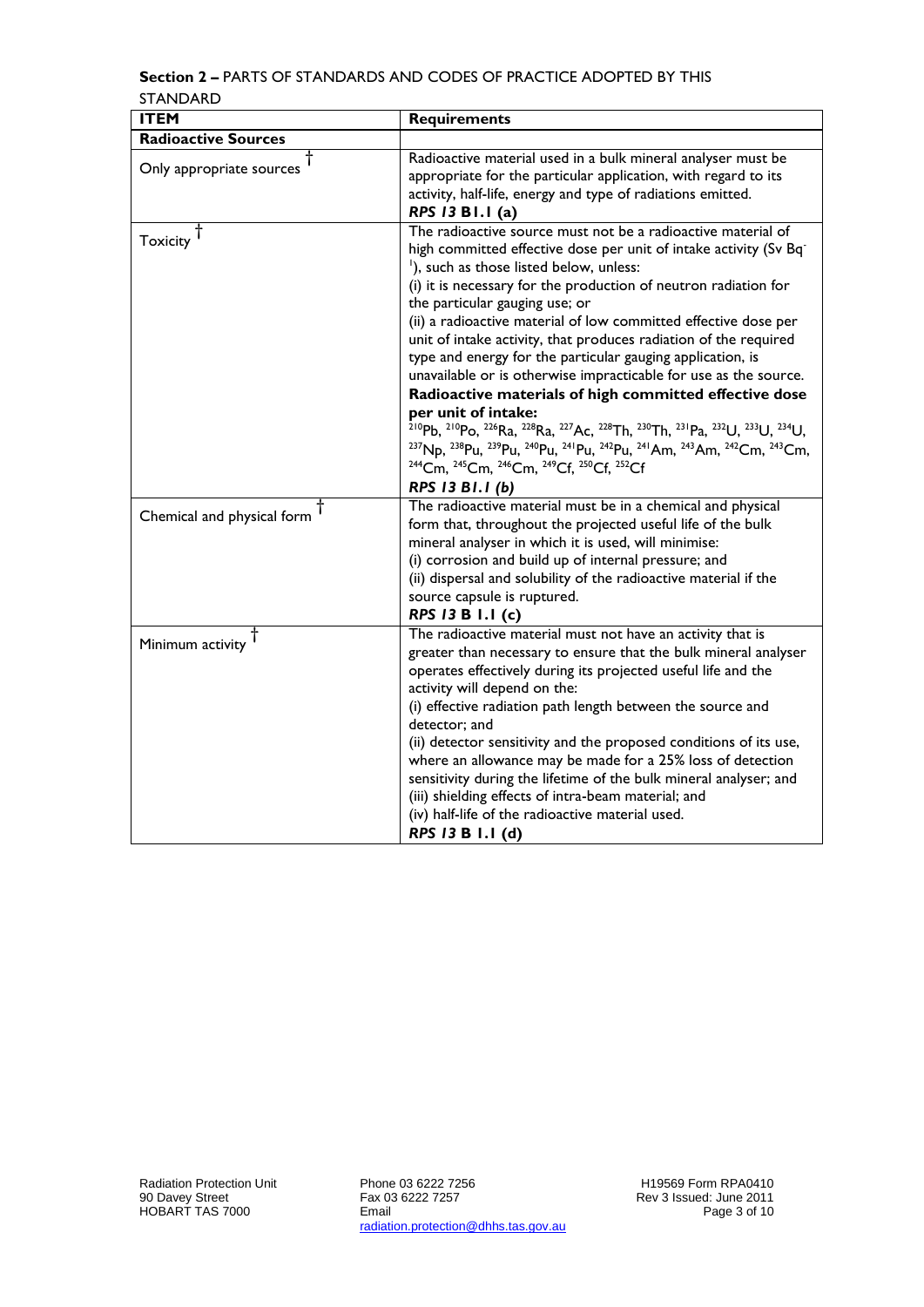**Section 2 –** PARTS OF STANDARDS AND CODES OF PRACTICE ADOPTED BY THIS STANDARD

| ITEM | Requirements |
|---|---|
| **Radioactive Sources** | |
| Only appropriate sources † | Radioactive material used in a bulk mineral analyser must be appropriate for the particular application, with regard to its activity, half-life, energy and type of radiations emitted. ***RPS 13* B1.1 (a)** |
| Toxicity † | The radioactive source must not be a radioactive material of high committed effective dose per unit of intake activity (Sv $Bq^{-1}$), such as those listed below, unless:<br>(i) it is necessary for the production of neutron radiation for the particular gauging use; or<br>(ii) a radioactive material of low committed effective dose per unit of intake activity, that produces radiation of the required type and energy for the particular gauging application, is unavailable or is otherwise impracticable for use as the source.<br>**Radioactive materials of high committed effective dose per unit of intake:**<br>$^{210}$Pb, $^{210}$Po, $^{226}$Ra, $^{228}$Ra, $^{227}$Ac, $^{228}$Th, $^{230}$Th, $^{231}$Pa, $^{232}$U, $^{233}$U, $^{234}$U, $^{237}$Np, $^{238}$Pu, $^{239}$Pu, $^{240}$Pu, $^{241}$Pu, $^{242}$Pu, $^{241}$Am, $^{243}$Am, $^{242}$Cm, $^{243}$Cm, $^{244}$Cm, $^{245}$Cm, $^{246}$Cm, $^{249}$Cf, $^{250}$Cf, $^{252}$Cf<br>***RPS 13 B1.1 (b)*** |
| Chemical and physical form † | The radioactive material must be in a chemical and physical form that, throughout the projected useful life of the bulk mineral analyser in which it is used, will minimise:<br>(i) corrosion and build up of internal pressure; and<br>(ii) dispersal and solubility of the radioactive material if the source capsule is ruptured.<br>***RPS 13* B 1.1 (c)** |
| Minimum activity † | The radioactive material must not have an activity that is greater than necessary to ensure that the bulk mineral analyser operates effectively during its projected useful life and the activity will depend on the:<br>(i) effective radiation path length between the source and detector; and<br>(ii) detector sensitivity and the proposed conditions of its use, where an allowance may be made for a 25% loss of detection sensitivity during the lifetime of the bulk mineral analyser; and<br>(iii) shielding effects of intra-beam material; and<br>(iv) half-life of the radioactive material used.<br>***RPS 13* B 1.1 (d)** |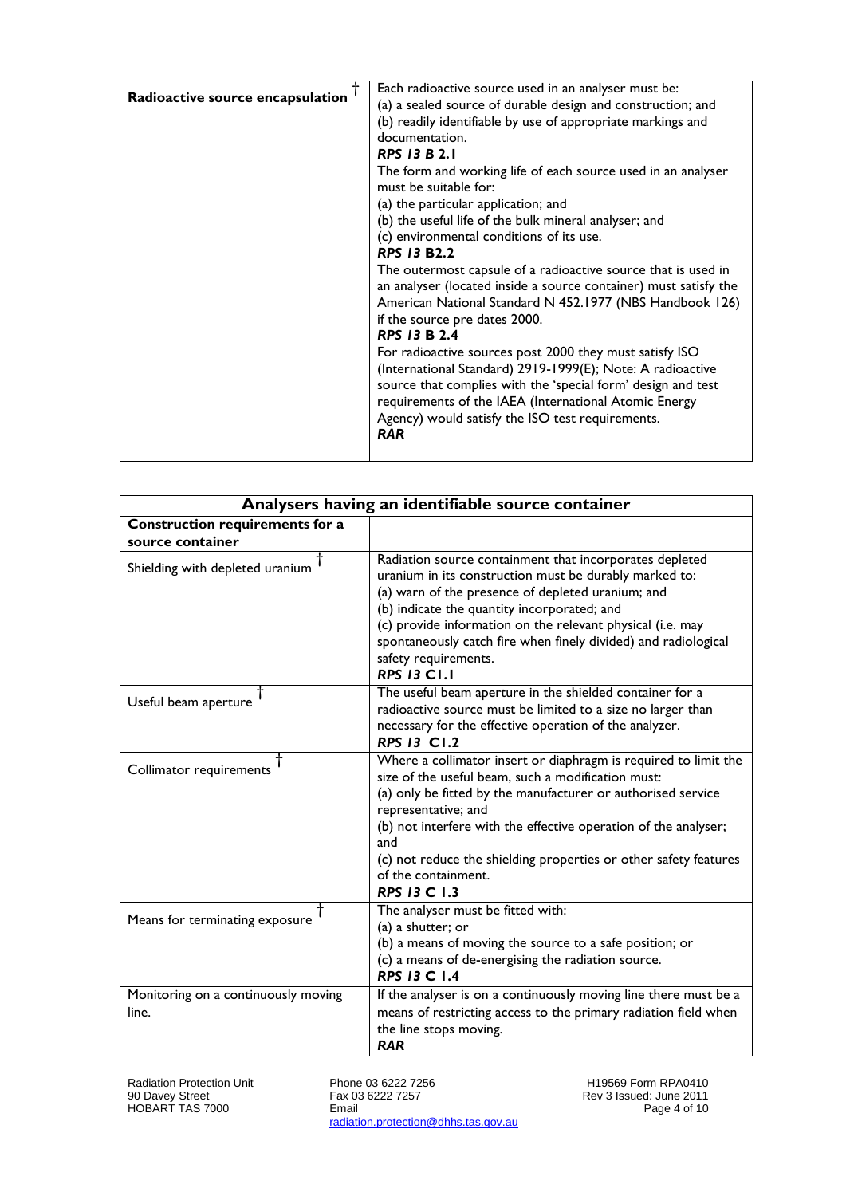| Radioactive source encapsulation † | Each radioactive source used in an analyser must be:<br>(a) a sealed source of durable design and construction; and<br>(b) readily identifiable by use of appropriate markings and documentation.<br>***RPS 13 B 2.1***<br>The form and working life of each source used in an analyser must be suitable for:<br>(a) the particular application; and<br>(b) the useful life of the bulk mineral analyser; and<br>(c) environmental conditions of its use.<br>***RPS 13 B2.2***<br>The outermost capsule of a radioactive source that is used in an analyser (located inside a source container) must satisfy the American National Standard N 452.1977 (NBS Handbook 126) if the source pre dates 2000.<br>***RPS 13 B 2.4***<br>For radioactive sources post 2000 they must satisfy ISO (International Standard) 2919-1999(E); Note: A radioactive source that complies with the 'special form' design and test requirements of the IAEA (International Atomic Energy Agency) would satisfy the ISO test requirements.<br>***RAR*** |
|---|---|

| **Analysers having an identifiable source container** | |
|---|---|
| **Construction requirements for a source container** | |
| Shielding with depleted uranium † | Radiation source containment that incorporates depleted uranium in its construction must be durably marked to:<br>(a) warn of the presence of depleted uranium; and<br>(b) indicate the quantity incorporated; and<br>(c) provide information on the relevant physical (i.e. may spontaneously catch fire when finely divided) and radiological safety requirements.<br>***RPS 13 C1.1*** |
| Useful beam aperture † | The useful beam aperture in the shielded container for a radioactive source must be limited to a size no larger than necessary for the effective operation of the analyzer.<br>***RPS 13 C1.2*** |
| Collimator requirements † | Where a collimator insert or diaphragm is required to limit the size of the useful beam, such a modification must:<br>(a) only be fitted by the manufacturer or authorised service representative; and<br>(b) not interfere with the effective operation of the analyser; and<br>(c) not reduce the shielding properties or other safety features of the containment.<br>***RPS 13 C 1.3*** |
| Means for terminating exposure † | The analyser must be fitted with:<br>(a) a shutter; or<br>(b) a means of moving the source to a safe position; or<br>(c) a means of de-energising the radiation source.<br>***RPS 13 C 1.4*** |
| Monitoring on a continuously moving line. | If the analyser is on a continuously moving line there must be a means of restricting access to the primary radiation field when the line stops moving.<br>***RAR*** |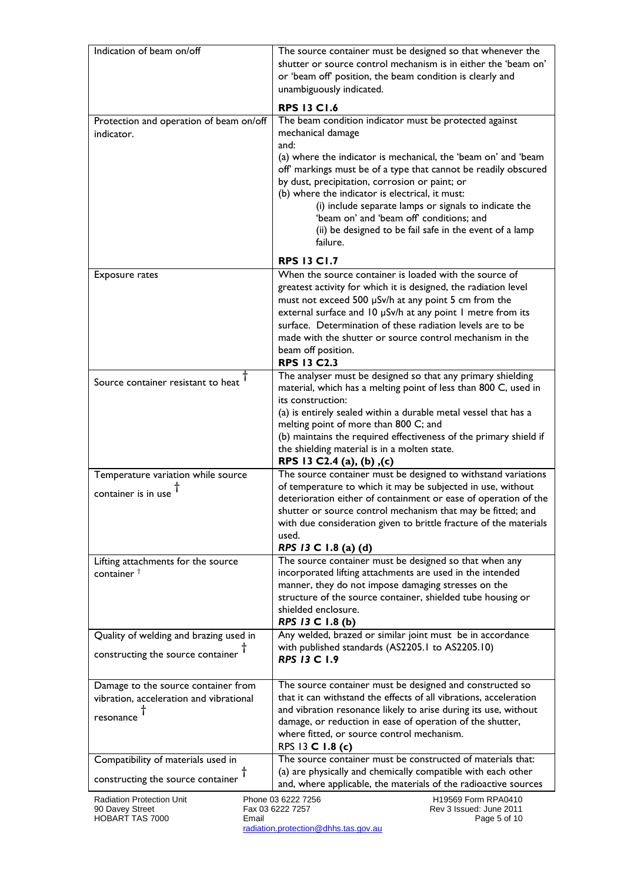| | |
|---|---|
| Indication of beam on/off | The source container must be designed so that whenever the shutter or source control mechanism is in either the 'beam on' or 'beam off' position, the beam condition is clearly and unambiguously indicated.<br><br>**RPS 13 C1.6** |
| Protection and operation of beam on/off indicator. | The beam condition indicator must be protected against mechanical damage<br>and:<br>(a) where the indicator is mechanical, the 'beam on' and 'beam off' markings must be of a type that cannot be readily obscured by dust, precipitation, corrosion or paint; or<br>(b) where the indicator is electrical, it must:<br>(i) include separate lamps or signals to indicate the 'beam on' and 'beam off' conditions; and<br>(ii) be designed to be fail safe in the event of a lamp failure.<br><br>**RPS 13 C1.7** |
| Exposure rates | When the source container is loaded with the source of greatest activity for which it is designed, the radiation level must not exceed 500 μSv/h at any point 5 cm from the external surface and 10 μSv/h at any point 1 metre from its surface. Determination of these radiation levels are to be made with the shutter or source control mechanism in the beam off position.<br>**RPS 13 C2.3** |
| Source container resistant to heat † | The analyser must be designed so that any primary shielding material, which has a melting point of less than 800 C, used in its construction:<br>(a) is entirely sealed within a durable metal vessel that has a melting point of more than 800 C; and<br>(b) maintains the required effectiveness of the primary shield if the shielding material is in a molten state.<br>**RPS 13 C2.4 (a), (b) ,(c)** |
| Temperature variation while source container is in use † | The source container must be designed to withstand variations of temperature to which it may be subjected in use, without deterioration either of containment or ease of operation of the shutter or source control mechanism that may be fitted; and with due consideration given to brittle fracture of the materials used.<br>***RPS 13* C 1.8 (a) (d)** |
| Lifting attachments for the source container † | The source container must be designed so that when any incorporated lifting attachments are used in the intended manner, they do not impose damaging stresses on the structure of the source container, shielded tube housing or shielded enclosure.<br>***RPS 13* C 1.8 (b)** |
| Quality of welding and brazing used in constructing the source container † | Any welded, brazed or similar joint must be in accordance with published standards (AS2205.1 to AS2205.10)<br>***RPS 13* C 1.9** |
| Damage to the source container from vibration, acceleration and vibrational resonance † | The source container must be designed and constructed so that it can withstand the effects of all vibrations, acceleration and vibration resonance likely to arise during its use, without damage, or reduction in ease of operation of the shutter, where fitted, or source control mechanism.<br>RPS 13 **C 1.8 (c)** |
| Compatibility of materials used in constructing the source container † | The source container must be constructed of materials that:<br>(a) are physically and chemically compatible with each other and, where applicable, the materials of the radioactive sources |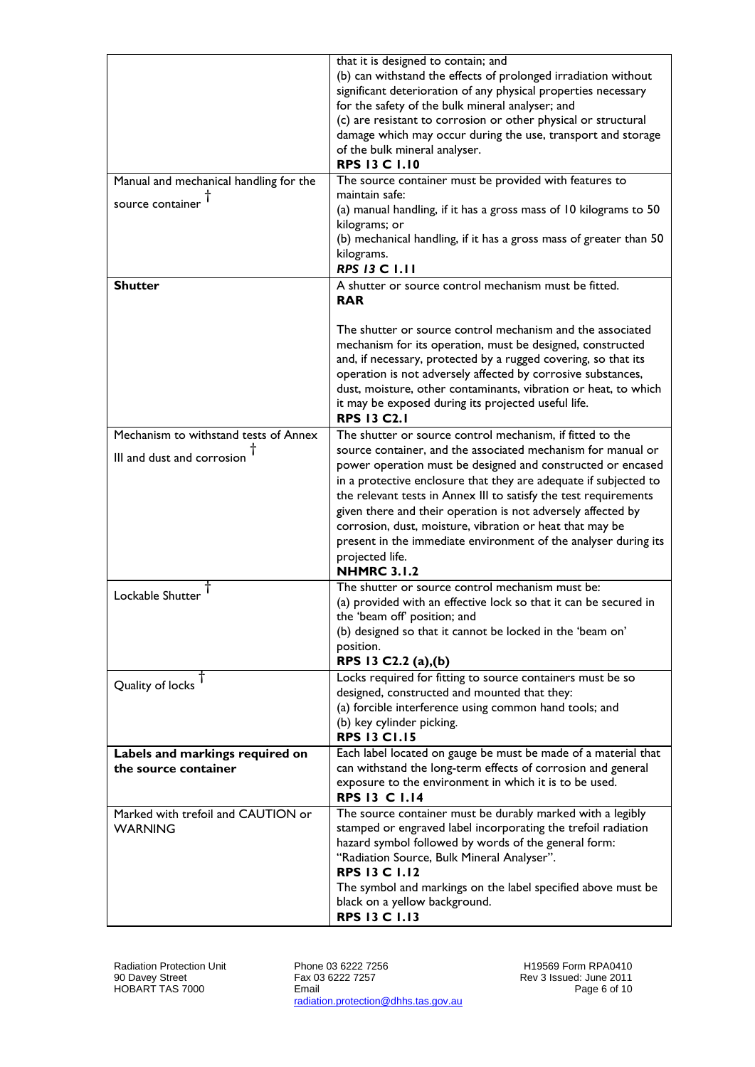| | |
|---|---|
| | that it is designed to contain; and<br>(b) can withstand the effects of prolonged irradiation without significant deterioration of any physical properties necessary for the safety of the bulk mineral analyser; and<br>(c) are resistant to corrosion or other physical or structural damage which may occur during the use, transport and storage of the bulk mineral analyser.<br>**RPS 13 C 1.10** |
| Manual and mechanical handling for the source container † | The source container must be provided with features to maintain safe:<br>(a) manual handling, if it has a gross mass of 10 kilograms to 50 kilograms; or<br>(b) mechanical handling, if it has a gross mass of greater than 50 kilograms.<br>***RPS 13* C 1.11** |
| **Shutter** | A shutter or source control mechanism must be fitted.<br>**RAR**<br><br>The shutter or source control mechanism and the associated mechanism for its operation, must be designed, constructed and, if necessary, protected by a rugged covering, so that its operation is not adversely affected by corrosive substances, dust, moisture, other contaminants, vibration or heat, to which it may be exposed during its projected useful life.<br>**RPS 13 C2.1** |
| Mechanism to withstand tests of Annex III and dust and corrosion † | The shutter or source control mechanism, if fitted to the source container, and the associated mechanism for manual or power operation must be designed and constructed or encased in a protective enclosure that they are adequate if subjected to the relevant tests in Annex III to satisfy the test requirements given there and their operation is not adversely affected by corrosion, dust, moisture, vibration or heat that may be present in the immediate environment of the analyser during its projected life.<br>**NHMRC 3.1.2** |
| Lockable Shutter † | The shutter or source control mechanism must be:<br>(a) provided with an effective lock so that it can be secured in the 'beam off' position; and<br>(b) designed so that it cannot be locked in the 'beam on' position.<br>**RPS 13 C2.2 (a),(b)** |
| Quality of locks † | Locks required for fitting to source containers must be so designed, constructed and mounted that they:<br>(a) forcible interference using common hand tools; and<br>(b) key cylinder picking.<br>**RPS 13 C1.15** |
| **Labels and markings required on the source container** | Each label located on gauge be must be made of a material that can withstand the long-term effects of corrosion and general exposure to the environment in which it is to be used.<br>**RPS 13 C 1.14** |
| Marked with trefoil and CAUTION or WARNING | The source container must be durably marked with a legibly stamped or engraved label incorporating the trefoil radiation hazard symbol followed by words of the general form: "Radiation Source, Bulk Mineral Analyser".<br>**RPS 13 C 1.12**<br>The symbol and markings on the label specified above must be black on a yellow background.<br>**RPS 13 C 1.13** |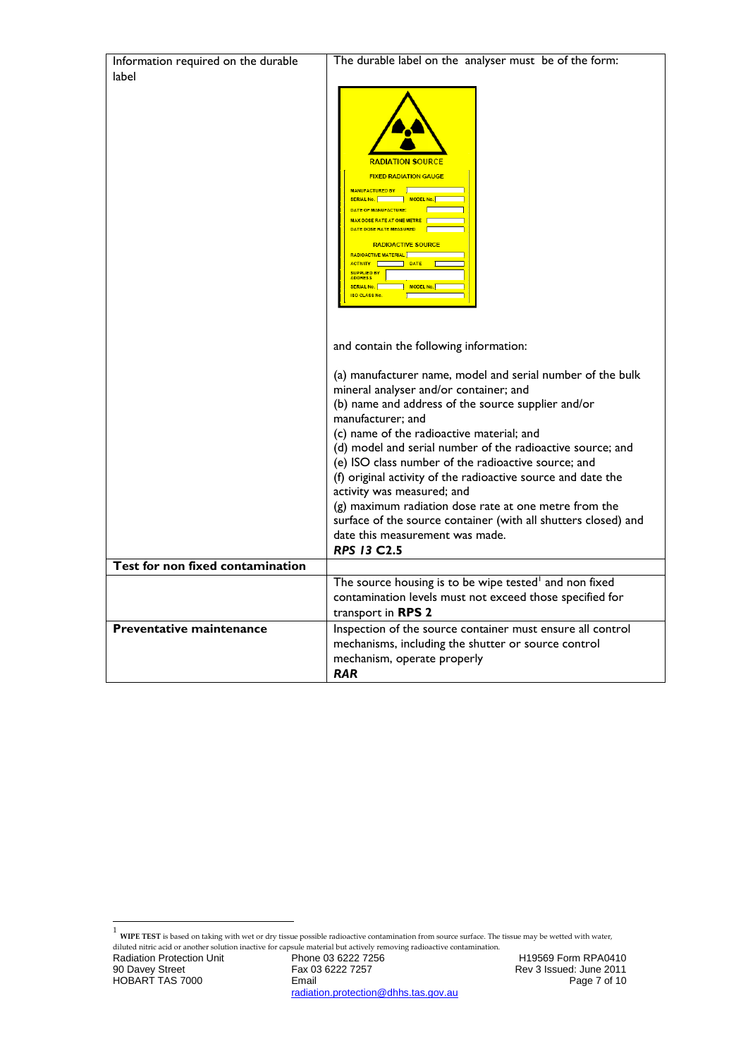| Information required on the durable label | The durable label on the analyser must be of the form:<br><br>RADIATION SOURCE<br>FIXED RADIATION GAUGE<br>MANUFACTURED BY<br>SERIAL No. MODEL No.<br>DATE OF MANUFACTURE:<br>MAX DOSE RATE AT ONE METRE<br>DATE DOSE RATE MEASURED<br>RADIOACTIVE SOURCE<br>RADIOACTIVE MATERIAL<br>ACTIVITY DATE<br>SUPPLIED BY ADDRESS<br>SERIAL No. MODEL No.<br>ISO CLASS No.<br><br>and contain the following information:<br><br>(a) manufacturer name, model and serial number of the bulk mineral analyser and/or container; and<br>(b) name and address of the source supplier and/or manufacturer; and<br>(c) name of the radioactive material; and<br>(d) model and serial number of the radioactive source; and<br>(e) ISO class number of the radioactive source; and<br>(f) original activity of the radioactive source and date the activity was measured; and<br>(g) maximum radiation dose rate at one metre from the surface of the source container (with all shutters closed) and date this measurement was made.<br>***RPS 13* C2.5** |
|---|---|
| **Test for non fixed contamination** | |
| | The source housing is to be wipe tested[1] and non fixed contamination levels must not exceed those specified for transport in **RPS 2** |
| **Preventative maintenance** | Inspection of the source container must ensure all control mechanisms, including the shutter or source control mechanism, operate properly<br>***RAR*** |

[1] **WIPE TEST** is based on taking with wet or dry tissue possible radioactive contamination from source surface. The tissue may be wetted with water, diluted nitric acid or another solution inactive for capsule material but actively removing radioactive contamination.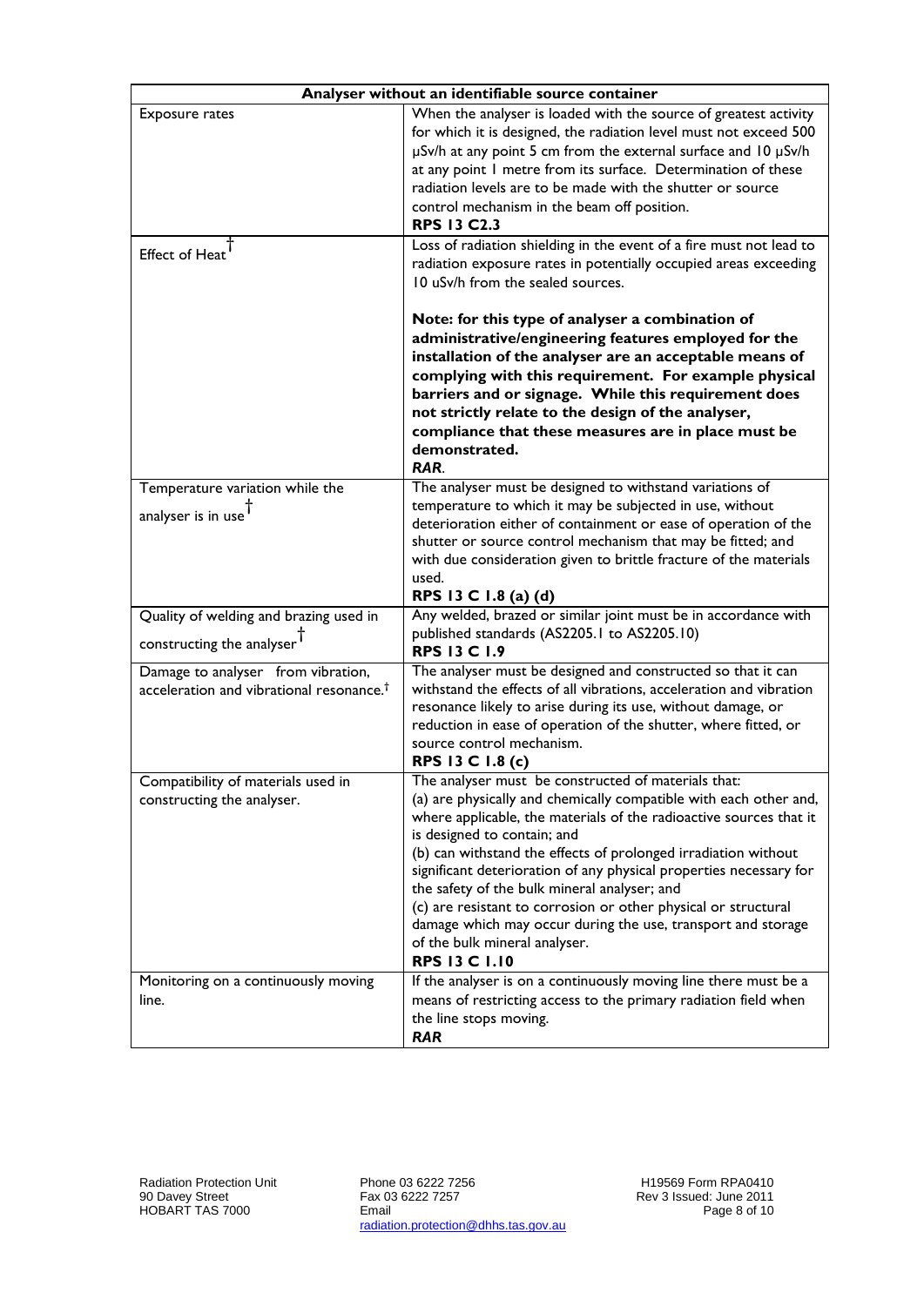| Analyser without an identifiable source container | |
|---|---|
| Exposure rates | When the analyser is loaded with the source of greatest activity for which it is designed, the radiation level must not exceed 500 μSv/h at any point 5 cm from the external surface and 10 μSv/h at any point 1 metre from its surface. Determination of these radiation levels are to be made with the shutter or source control mechanism in the beam off position. **RPS 13 C2.3** |
| Effect of Heat† | Loss of radiation shielding in the event of a fire must not lead to radiation exposure rates in potentially occupied areas exceeding 10 uSv/h from the sealed sources. <br><br> **Note: for this type of analyser a combination of administrative/engineering features employed for the installation of the analyser are an acceptable means of complying with this requirement. For example physical barriers and or signage. While this requirement does not strictly relate to the design of the analyser, compliance that these measures are in place must be demonstrated.** ***RAR***. |
| Temperature variation while the analyser is in use† | The analyser must be designed to withstand variations of temperature to which it may be subjected in use, without deterioration either of containment or ease of operation of the shutter or source control mechanism that may be fitted; and with due consideration given to brittle fracture of the materials used. **RPS 13 C 1.8 (a) (d)** |
| Quality of welding and brazing used in constructing the analyser† | Any welded, brazed or similar joint must be in accordance with published standards (AS2205.1 to AS2205.10) **RPS 13 C 1.9** |
| Damage to analyser from vibration, acceleration and vibrational resonance.† | The analyser must be designed and constructed so that it can withstand the effects of all vibrations, acceleration and vibration resonance likely to arise during its use, without damage, or reduction in ease of operation of the shutter, where fitted, or source control mechanism. **RPS 13 C 1.8 (c)** |
| Compatibility of materials used in constructing the analyser. | The analyser must be constructed of materials that: <br> (a) are physically and chemically compatible with each other and, where applicable, the materials of the radioactive sources that it is designed to contain; and <br> (b) can withstand the effects of prolonged irradiation without significant deterioration of any physical properties necessary for the safety of the bulk mineral analyser; and <br> (c) are resistant to corrosion or other physical or structural damage which may occur during the use, transport and storage of the bulk mineral analyser. **RPS 13 C 1.10** |
| Monitoring on a continuously moving line. | If the analyser is on a continuously moving line there must be a means of restricting access to the primary radiation field when the line stops moving. ***RAR*** |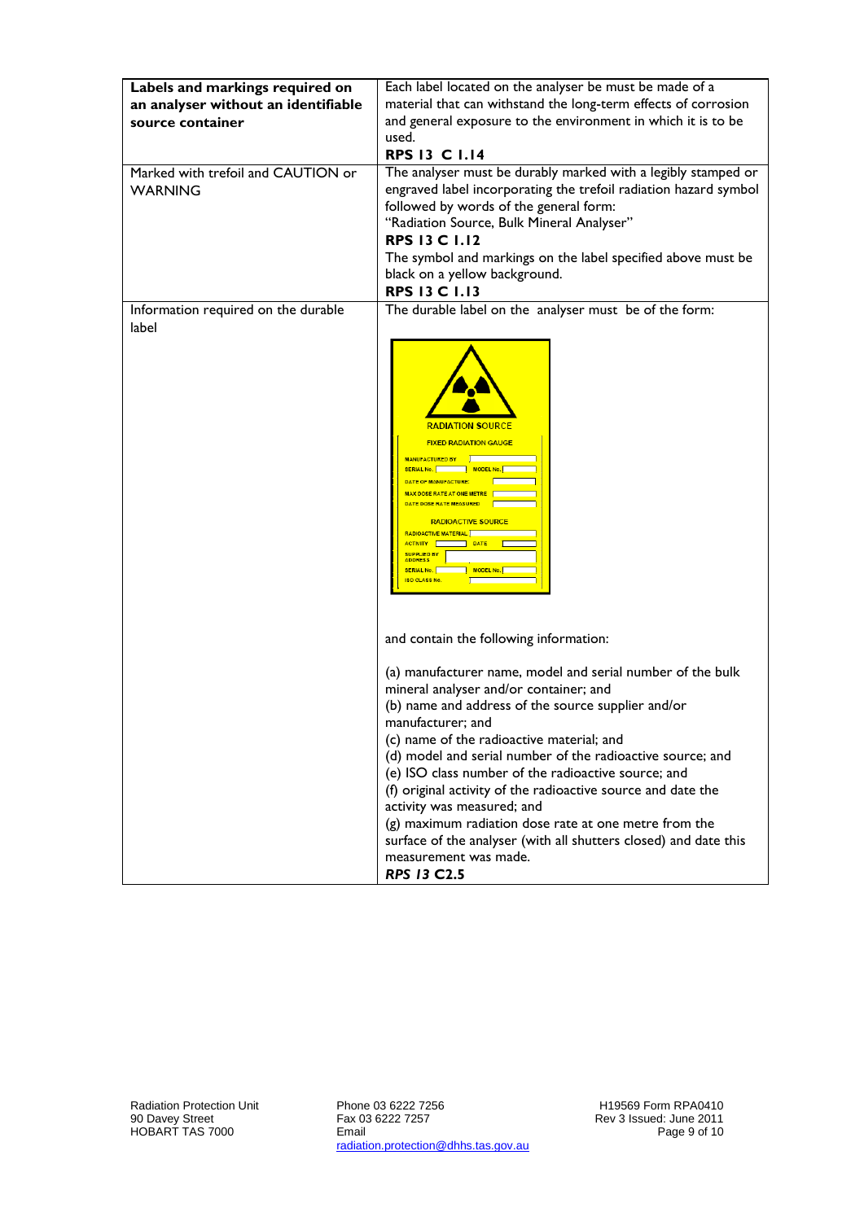| **Labels and markings required on an analyser without an identifiable source container** | Each label located on the analyser be must be made of a material that can withstand the long-term effects of corrosion and general exposure to the environment in which it is to be used.<br>**RPS 13 C 1.14** |
|---|---|
| Marked with trefoil and CAUTION or WARNING | The analyser must be durably marked with a legibly stamped or engraved label incorporating the trefoil radiation hazard symbol followed by words of the general form:<br>"Radiation Source, Bulk Mineral Analyser"<br>**RPS 13 C 1.12**<br>The symbol and markings on the label specified above must be black on a yellow background.<br>**RPS 13 C 1.13** |
| Information required on the durable label | The durable label on the analyser must be of the form:<br>RADIATION SOURCE<br>FIXED RADIATION GAUGE<br>MANUFACTURED BY<br>SERIAL No. MODEL No.<br>DATE OF MANUFACTURE<br>MAX DOSE RATE AT ONE METRE<br>DATE DOSE RATE MEASURED<br>RADIOACTIVE SOURCE<br>RADIOACTIVE MATERIAL<br>ACTIVITY DATE<br>SUPPLIED BY ADDRESS<br>SERIAL No. MODEL No.<br>ISO CLASS No.<br><br>and contain the following information:<br><br>(a) manufacturer name, model and serial number of the bulk mineral analyser and/or container; and<br>(b) name and address of the source supplier and/or manufacturer; and<br>(c) name of the radioactive material; and<br>(d) model and serial number of the radioactive source; and<br>(e) ISO class number of the radioactive source; and<br>(f) original activity of the radioactive source and date the activity was measured; and<br>(g) maximum radiation dose rate at one metre from the surface of the analyser (with all shutters closed) and date this measurement was made.<br>***RPS 13* C2.5** |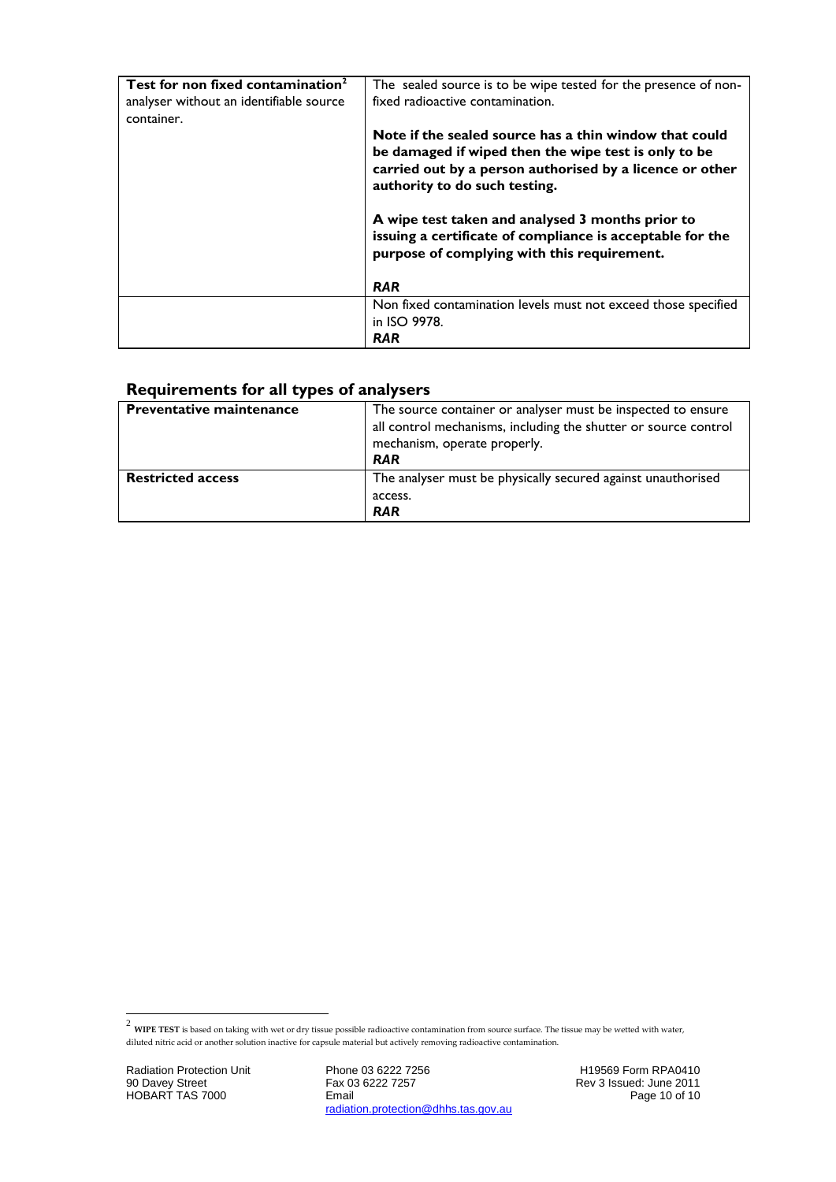| | |
|---|---|
| **Test for non fixed contamination**[2] analyser without an identifiable source container. | The sealed source is to be wipe tested for the presence of non-fixed radioactive contamination.<br><br>**Note if the sealed source has a thin window that could be damaged if wiped then the wipe test is only to be carried out by a person authorised by a licence or other authority to do such testing.**<br><br>**A wipe test taken and analysed 3 months prior to issuing a certificate of compliance is acceptable for the purpose of complying with this requirement.**<br><br>***RAR*** |
| | Non fixed contamination levels must not exceed those specified in ISO 9978.<br>***RAR*** |

## Requirements for all types of analysers

| | |
|---|---|
| **Preventative maintenance** | The source container or analyser must be inspected to ensure all control mechanisms, including the shutter or source control mechanism, operate properly.<br>***RAR*** |
| **Restricted access** | The analyser must be physically secured against unauthorised access.<br>***RAR*** |

[2] **WIPE TEST** is based on taking with wet or dry tissue possible radioactive contamination from source surface. The tissue may be wetted with water, diluted nitric acid or another solution inactive for capsule material but actively removing radioactive contamination.

Radiation Protection Unit
90 Davey Street
HOBART TAS 7000

Phone 03 6222 7256
Fax 03 6222 7257
Email
radiation.protection@dhhs.tas.gov.au

H19569 Form RPA0410
Rev 3 Issued: June 2011